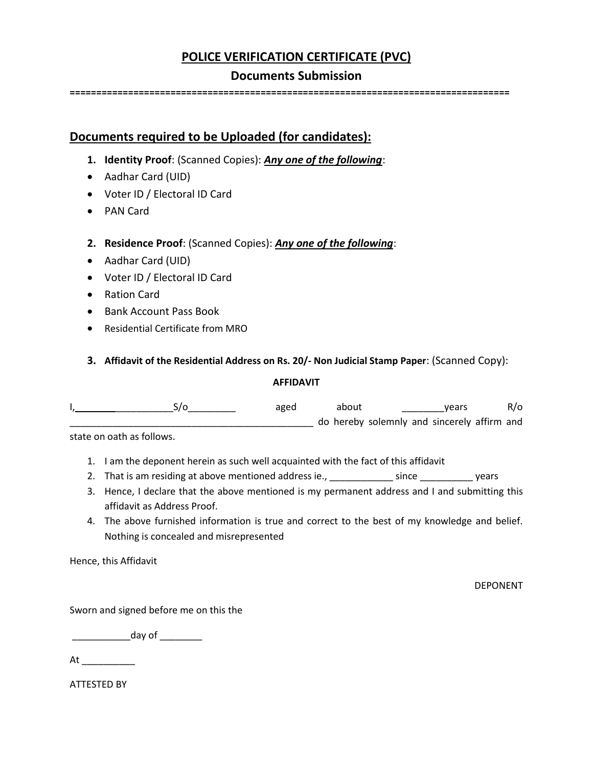# POLICE VERIFICATION CERTIFICATE (PVC)

## Documents Submission

================================================================================

## Documents required to be Uploaded (for candidates):

1. **Identity Proof**: (Scanned Copies): ***Any one of the following***:

- Aadhar Card (UID)
- Voter ID / Electoral ID Card
- PAN Card

2. **Residence Proof**: (Scanned Copies): ***Any one of the following***:

- Aadhar Card (UID)
- Voter ID / Electoral ID Card
- Ration Card
- Bank Account Pass Book
- Residential Certificate from MRO

3. **Affidavit of the Residential Address on Rs. 20/- Non Judicial Stamp Paper**: (Scanned Copy):

**AFFIDAVIT**

I,____________________S/o_________ aged about ________years R/o _______________________________________________ do hereby solemnly and sincerely affirm and state on oath as follows.

1. I am the deponent herein as such well acquainted with the fact of this affidavit
2. That is am residing at above mentioned address ie., ____________ since __________ years
3. Hence, I declare that the above mentioned is my permanent address and I and submitting this affidavit as Address Proof.
4. The above furnished information is true and correct to the best of my knowledge and belief. Nothing is concealed and misrepresented

Hence, this Affidavit

DEPONENT

Sworn and signed before me on this the

___________day of ________

At __________

ATTESTED BY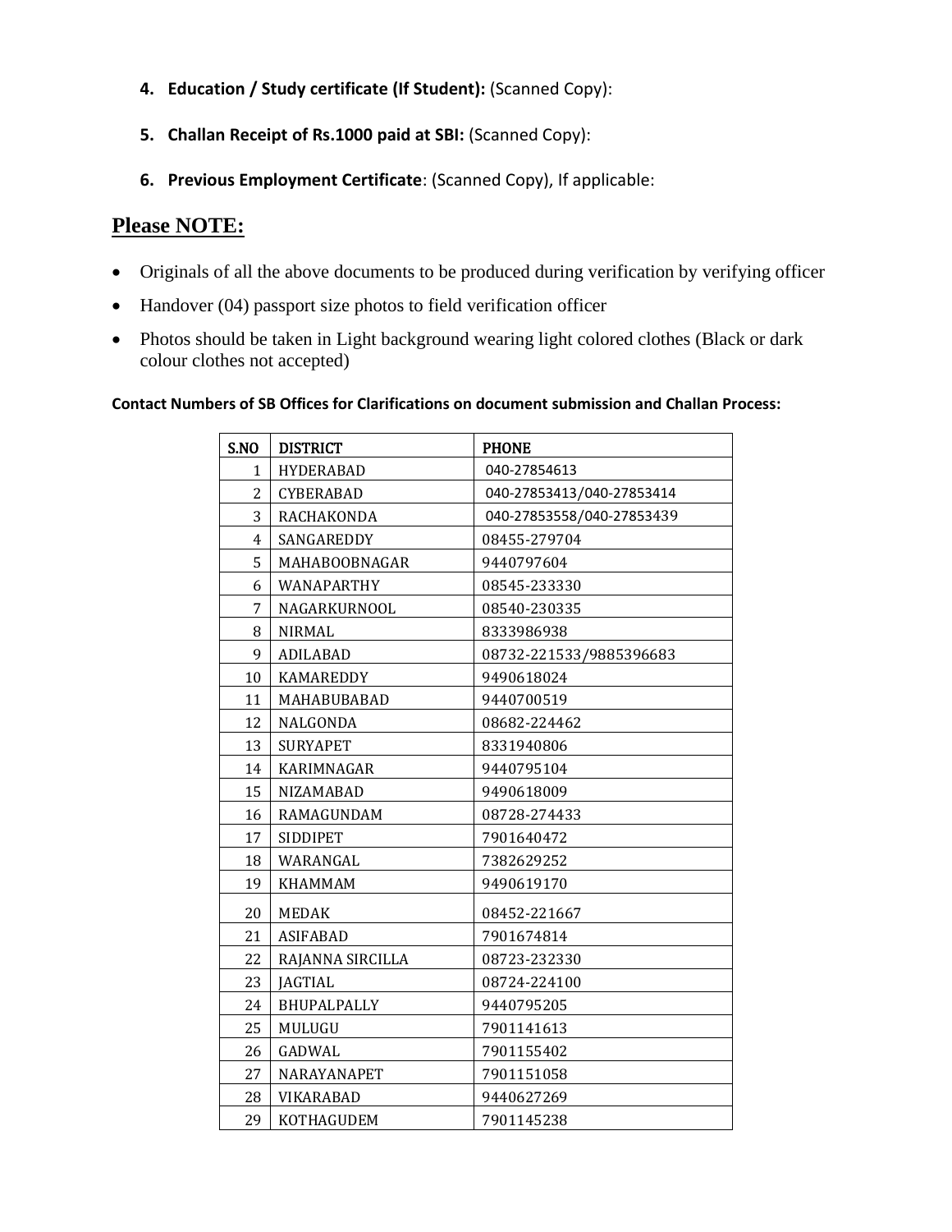4. **Education / Study certificate (If Student):** (Scanned Copy):

5. **Challan Receipt of Rs.1000 paid at SBI:** (Scanned Copy):

6. **Previous Employment Certificate**: (Scanned Copy), If applicable:

## Please NOTE:

- Originals of all the above documents to be produced during verification by verifying officer
- Handover (04) passport size photos to field verification officer
- Photos should be taken in Light background wearing light colored clothes (Black or dark colour clothes not accepted)

**Contact Numbers of SB Offices for Clarifications on document submission and Challan Process:**

| S.NO | DISTRICT | PHONE |
|---|---|---|
| 1 | HYDERABAD | 040-27854613 |
| 2 | CYBERABAD | 040-27853413/040-27853414 |
| 3 | RACHAKONDA | 040-27853558/040-27853439 |
| 4 | SANGAREDDY | 08455-279704 |
| 5 | MAHABOOBNAGAR | 9440797604 |
| 6 | WANAPARTHY | 08545-233330 |
| 7 | NAGARKURNOOL | 08540-230335 |
| 8 | NIRMAL | 8333986938 |
| 9 | ADILABAD | 08732-221533/9885396683 |
| 10 | KAMAREDDY | 9490618024 |
| 11 | MAHABUBABAD | 9440700519 |
| 12 | NALGONDA | 08682-224462 |
| 13 | SURYAPET | 8331940806 |
| 14 | KARIMNAGAR | 9440795104 |
| 15 | NIZAMABAD | 9490618009 |
| 16 | RAMAGUNDAM | 08728-274433 |
| 17 | SIDDIPET | 7901640472 |
| 18 | WARANGAL | 7382629252 |
| 19 | KHAMMAM | 9490619170 |
| 20 | MEDAK | 08452-221667 |
| 21 | ASIFABAD | 7901674814 |
| 22 | RAJANNA SIRCILLA | 08723-232330 |
| 23 | JAGTIAL | 08724-224100 |
| 24 | BHUPALPALLY | 9440795205 |
| 25 | MULUGU | 7901141613 |
| 26 | GADWAL | 7901155402 |
| 27 | NARAYANAPET | 7901151058 |
| 28 | VIKARABAD | 9440627269 |
| 29 | KOTHAGUDEM | 7901145238 |